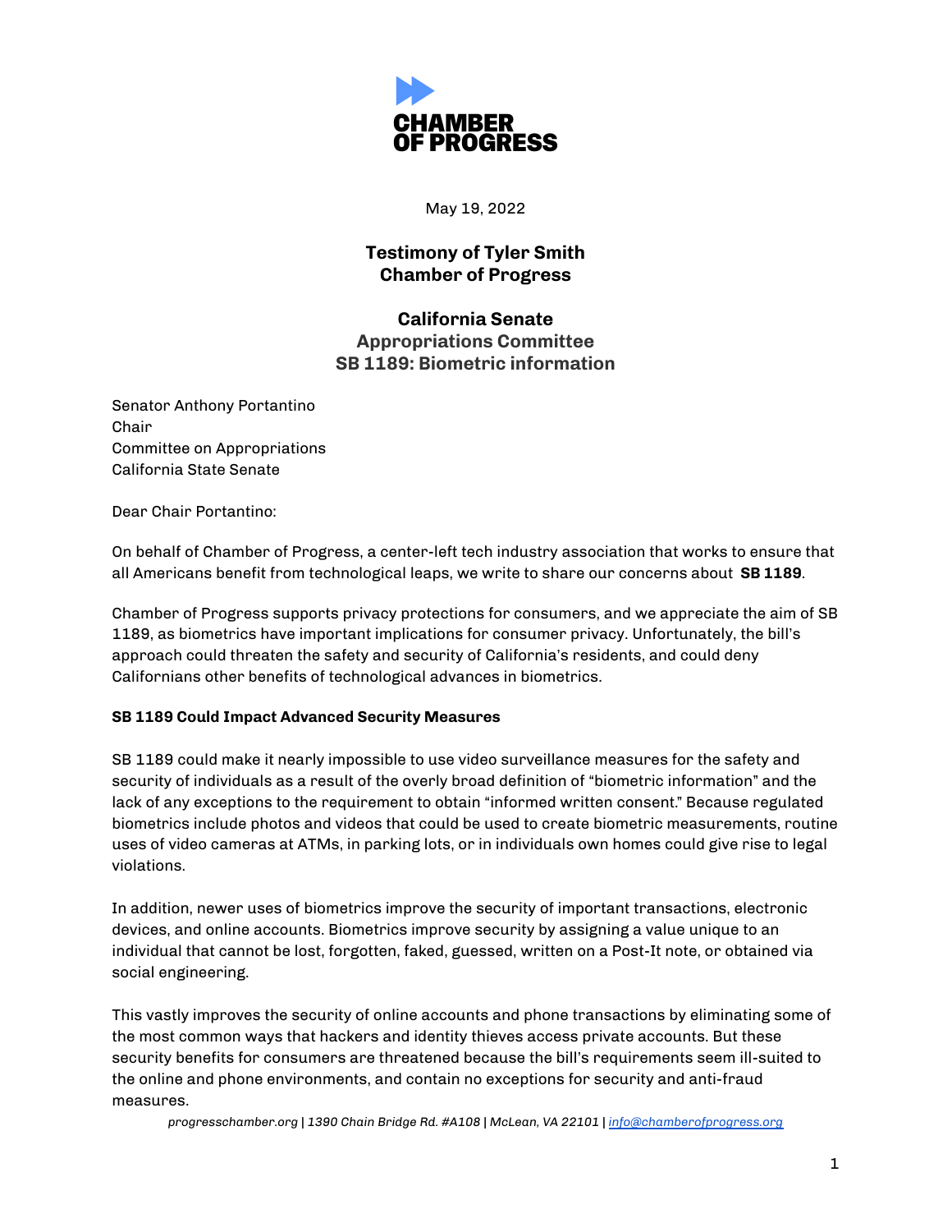CHAMBER OF PROGRESS

May 19, 2022

**Testimony of Tyler Smith**
**Chamber of Progress**

**California Senate**
**Appropriations Committee**
**SB 1189: Biometric information**

Senator Anthony Portantino
Chair
Committee on Appropriations
California State Senate

Dear Chair Portantino:

On behalf of Chamber of Progress, a center-left tech industry association that works to ensure that all Americans benefit from technological leaps, we write to share our concerns about **SB 1189**.

Chamber of Progress supports privacy protections for consumers, and we appreciate the aim of SB 1189, as biometrics have important implications for consumer privacy. Unfortunately, the bill's approach could threaten the safety and security of California's residents, and could deny Californians other benefits of technological advances in biometrics.

**SB 1189 Could Impact Advanced Security Measures**

SB 1189 could make it nearly impossible to use video surveillance measures for the safety and security of individuals as a result of the overly broad definition of "biometric information" and the lack of any exceptions to the requirement to obtain "informed written consent." Because regulated biometrics include photos and videos that could be used to create biometric measurements, routine uses of video cameras at ATMs, in parking lots, or in individuals own homes could give rise to legal violations.

In addition, newer uses of biometrics improve the security of important transactions, electronic devices, and online accounts. Biometrics improve security by assigning a value unique to an individual that cannot be lost, forgotten, faked, guessed, written on a Post-It note, or obtained via social engineering.

This vastly improves the security of online accounts and phone transactions by eliminating some of the most common ways that hackers and identity thieves access private accounts. But these security benefits for consumers are threatened because the bill's requirements seem ill-suited to the online and phone environments, and contain no exceptions for security and anti-fraud measures.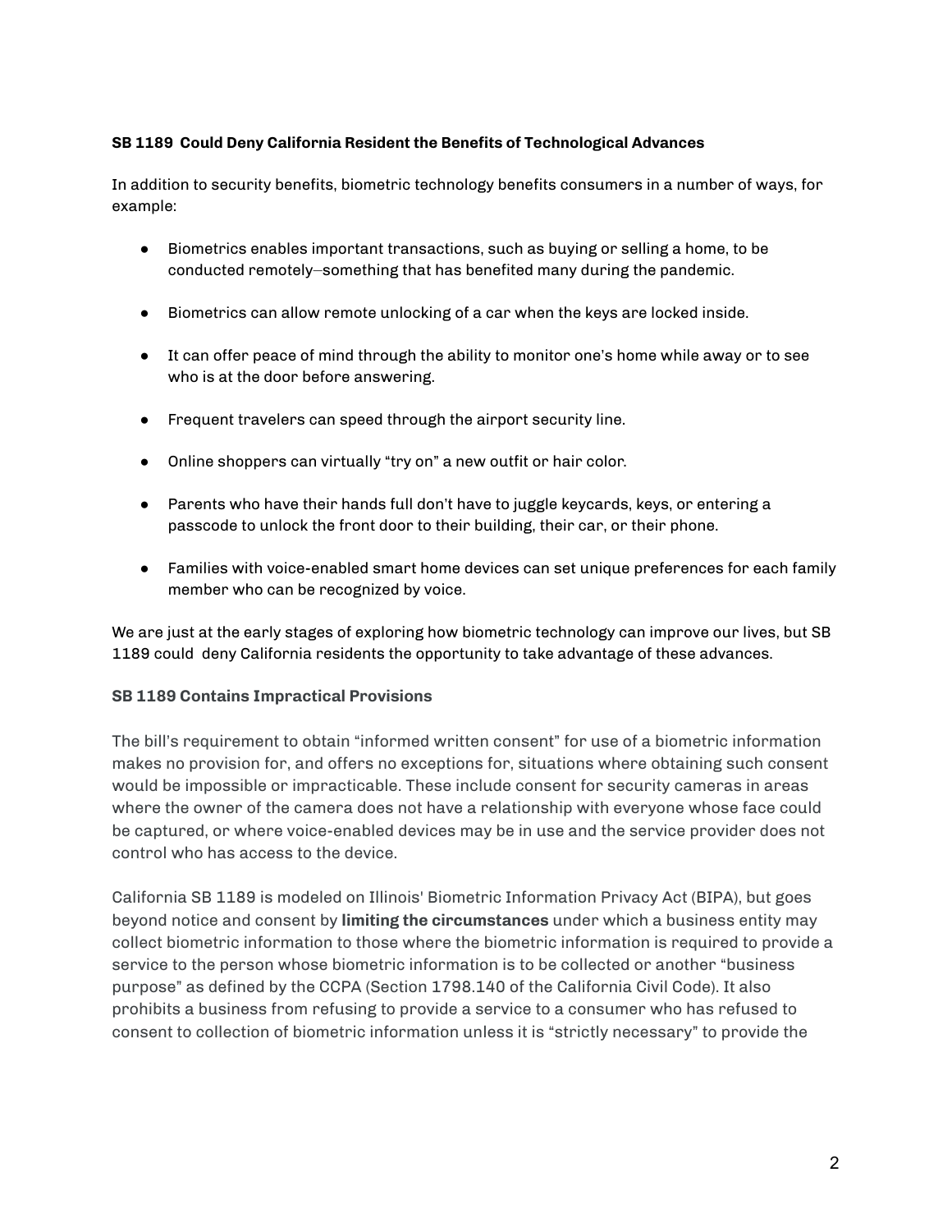**SB 1189 Could Deny California Resident the Benefits of Technological Advances**

In addition to security benefits, biometric technology benefits consumers in a number of ways, for example:

- Biometrics enables important transactions, such as buying or selling a home, to be conducted remotely–something that has benefited many during the pandemic.
- Biometrics can allow remote unlocking of a car when the keys are locked inside.
- It can offer peace of mind through the ability to monitor one's home while away or to see who is at the door before answering.
- Frequent travelers can speed through the airport security line.
- Online shoppers can virtually "try on" a new outfit or hair color.
- Parents who have their hands full don't have to juggle keycards, keys, or entering a passcode to unlock the front door to their building, their car, or their phone.
- Families with voice-enabled smart home devices can set unique preferences for each family member who can be recognized by voice.

We are just at the early stages of exploring how biometric technology can improve our lives, but SB 1189 could deny California residents the opportunity to take advantage of these advances.

**SB 1189 Contains Impractical Provisions**

The bill's requirement to obtain "informed written consent" for use of a biometric information makes no provision for, and offers no exceptions for, situations where obtaining such consent would be impossible or impracticable. These include consent for security cameras in areas where the owner of the camera does not have a relationship with everyone whose face could be captured, or where voice-enabled devices may be in use and the service provider does not control who has access to the device.

California SB 1189 is modeled on Illinois' Biometric Information Privacy Act (BIPA), but goes beyond notice and consent by **limiting the circumstances** under which a business entity may collect biometric information to those where the biometric information is required to provide a service to the person whose biometric information is to be collected or another "business purpose" as defined by the CCPA (Section 1798.140 of the California Civil Code). It also prohibits a business from refusing to provide a service to a consumer who has refused to consent to collection of biometric information unless it is "strictly necessary" to provide the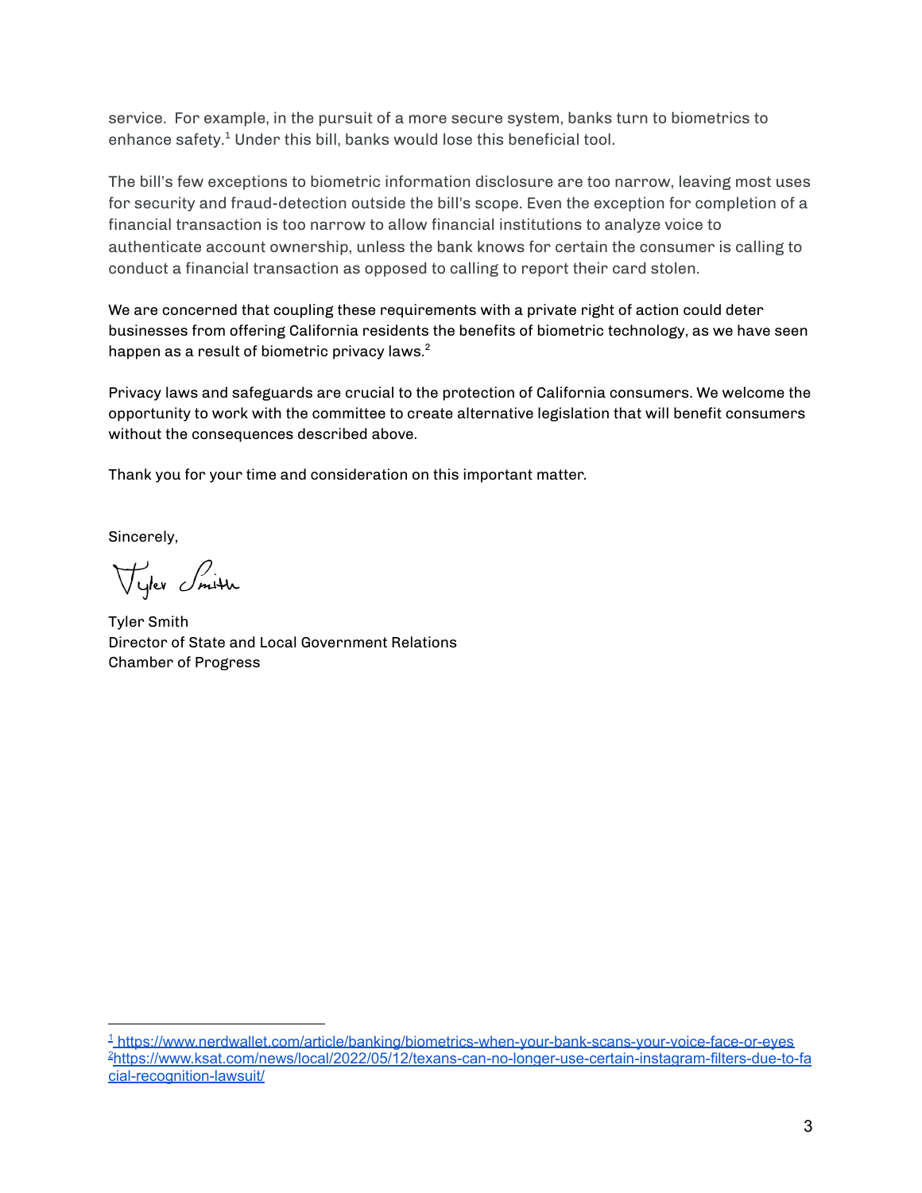service. For example, in the pursuit of a more secure system, banks turn to biometrics to enhance safety.[1] Under this bill, banks would lose this beneficial tool.

The bill's few exceptions to biometric information disclosure are too narrow, leaving most uses for security and fraud-detection outside the bill's scope. Even the exception for completion of a financial transaction is too narrow to allow financial institutions to analyze voice to authenticate account ownership, unless the bank knows for certain the consumer is calling to conduct a financial transaction as opposed to calling to report their card stolen.

We are concerned that coupling these requirements with a private right of action could deter businesses from offering California residents the benefits of biometric technology, as we have seen happen as a result of biometric privacy laws.[2]

Privacy laws and safeguards are crucial to the protection of California consumers. We welcome the opportunity to work with the committee to create alternative legislation that will benefit consumers without the consequences described above.

Thank you for your time and consideration on this important matter.

Sincerely,

Tyler Smith

Tyler Smith
Director of State and Local Government Relations
Chamber of Progress

---

[1] https://www.nerdwallet.com/article/banking/biometrics-when-your-bank-scans-your-voice-face-or-eyes

[2] https://www.ksat.com/news/local/2022/05/12/texans-can-no-longer-use-certain-instagram-filters-due-to-facial-recognition-lawsuit/